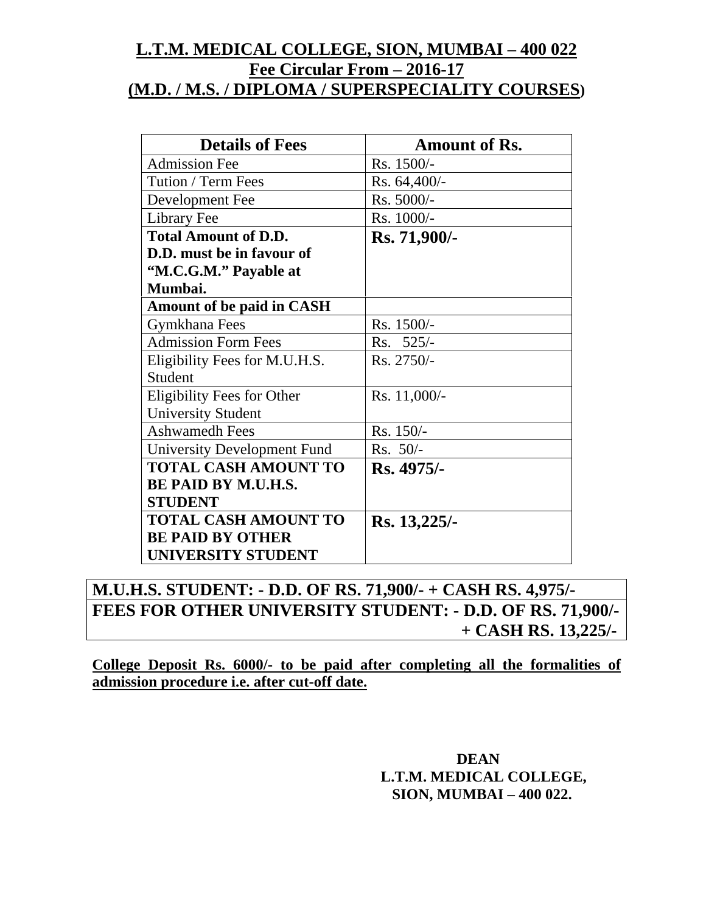# L.T.M. MEDICAL COLLEGE, SION, MUMBAI – 400 022
## Fee Circular From – 2016-17
## (M.D. / M.S. / DIPLOMA / SUPERSPECIALITY COURSES)

| Details of Fees | Amount of Rs. |
|---|---|
| Admission Fee | Rs. 1500/- |
| Tution / Term Fees | Rs. 64,400/- |
| Development Fee | Rs. 5000/- |
| Library Fee | Rs. 1000/- |
| **Total Amount of D.D. D.D. must be in favour of "M.C.G.M." Payable at Mumbai.** | **Rs. 71,900/-** |
| **Amount of be paid in CASH** | |
| Gymkhana Fees | Rs. 1500/- |
| Admission Form Fees | Rs. 525/- |
| Eligibility Fees for M.U.H.S. Student | Rs. 2750/- |
| Eligibility Fees for Other University Student | Rs. 11,000/- |
| Ashwamedh Fees | Rs. 150/- |
| University Development Fund | Rs. 50/- |
| **TOTAL CASH AMOUNT TO BE PAID BY M.U.H.S. STUDENT** | **Rs. 4975/-** |
| **TOTAL CASH AMOUNT TO BE PAID BY OTHER UNIVERSITY STUDENT** | **Rs. 13,225/-** |

**M.U.H.S. STUDENT: - D.D. OF RS. 71,900/- + CASH RS. 4,975/-**

**FEES FOR OTHER UNIVERSITY STUDENT: - D.D. OF RS. 71,900/- + CASH RS. 13,225/-**

**College Deposit Rs. 6000/- to be paid after completing all the formalities of admission procedure i.e. after cut-off date.**

**DEAN**
**L.T.M. MEDICAL COLLEGE,**
**SION, MUMBAI – 400 022.**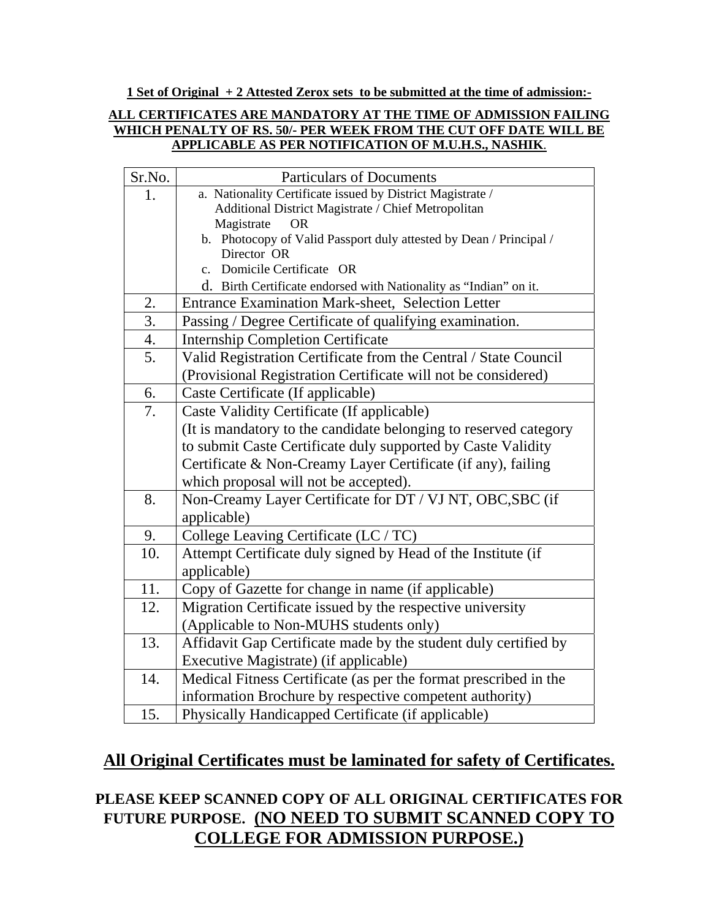**1 Set of Original + 2 Attested Zerox sets to be submitted at the time of admission:-**

**ALL CERTIFICATES ARE MANDATORY AT THE TIME OF ADMISSION FAILING WHICH PENALTY OF RS. 50/- PER WEEK FROM THE CUT OFF DATE WILL BE APPLICABLE AS PER NOTIFICATION OF M.U.H.S., NASHIK.**

| Sr.No. | Particulars of Documents |
|---|---|
| 1. | a. Nationality Certificate issued by District Magistrate / Additional District Magistrate / Chief Metropolitan Magistrate OR<br>b. Photocopy of Valid Passport duly attested by Dean / Principal / Director OR<br>c. Domicile Certificate OR<br>d. Birth Certificate endorsed with Nationality as "Indian" on it. |
| 2. | Entrance Examination Mark-sheet, Selection Letter |
| 3. | Passing / Degree Certificate of qualifying examination. |
| 4. | Internship Completion Certificate |
| 5. | Valid Registration Certificate from the Central / State Council (Provisional Registration Certificate will not be considered) |
| 6. | Caste Certificate (If applicable) |
| 7. | Caste Validity Certificate (If applicable)<br>(It is mandatory to the candidate belonging to reserved category to submit Caste Certificate duly supported by Caste Validity Certificate & Non-Creamy Layer Certificate (if any), failing which proposal will not be accepted). |
| 8. | Non-Creamy Layer Certificate for DT / VJ NT, OBC,SBC (if applicable) |
| 9. | College Leaving Certificate (LC / TC) |
| 10. | Attempt Certificate duly signed by Head of the Institute (if applicable) |
| 11. | Copy of Gazette for change in name (if applicable) |
| 12. | Migration Certificate issued by the respective university (Applicable to Non-MUHS students only) |
| 13. | Affidavit Gap Certificate made by the student duly certified by Executive Magistrate) (if applicable) |
| 14. | Medical Fitness Certificate (as per the format prescribed in the information Brochure by respective competent authority) |
| 15. | Physically Handicapped Certificate (if applicable) |

## All Original Certificates must be laminated for safety of Certificates.

**PLEASE KEEP SCANNED COPY OF ALL ORIGINAL CERTIFICATES FOR FUTURE PURPOSE. (NO NEED TO SUBMIT SCANNED COPY TO COLLEGE FOR ADMISSION PURPOSE.)**